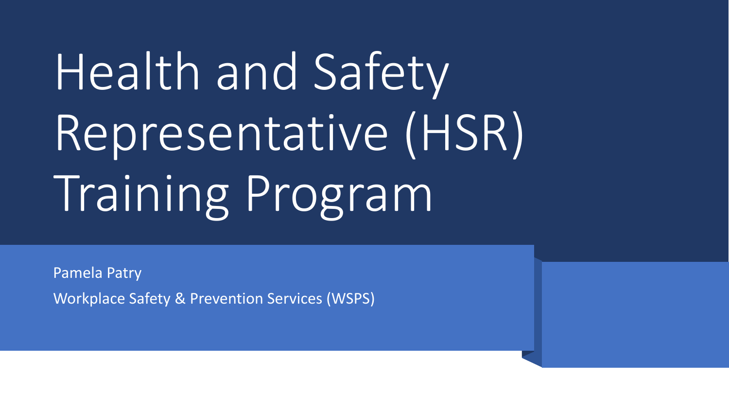# Health and Safety Representative (HSR) Training Program

Pamela Patry

Workplace Safety & Prevention Services (WSPS)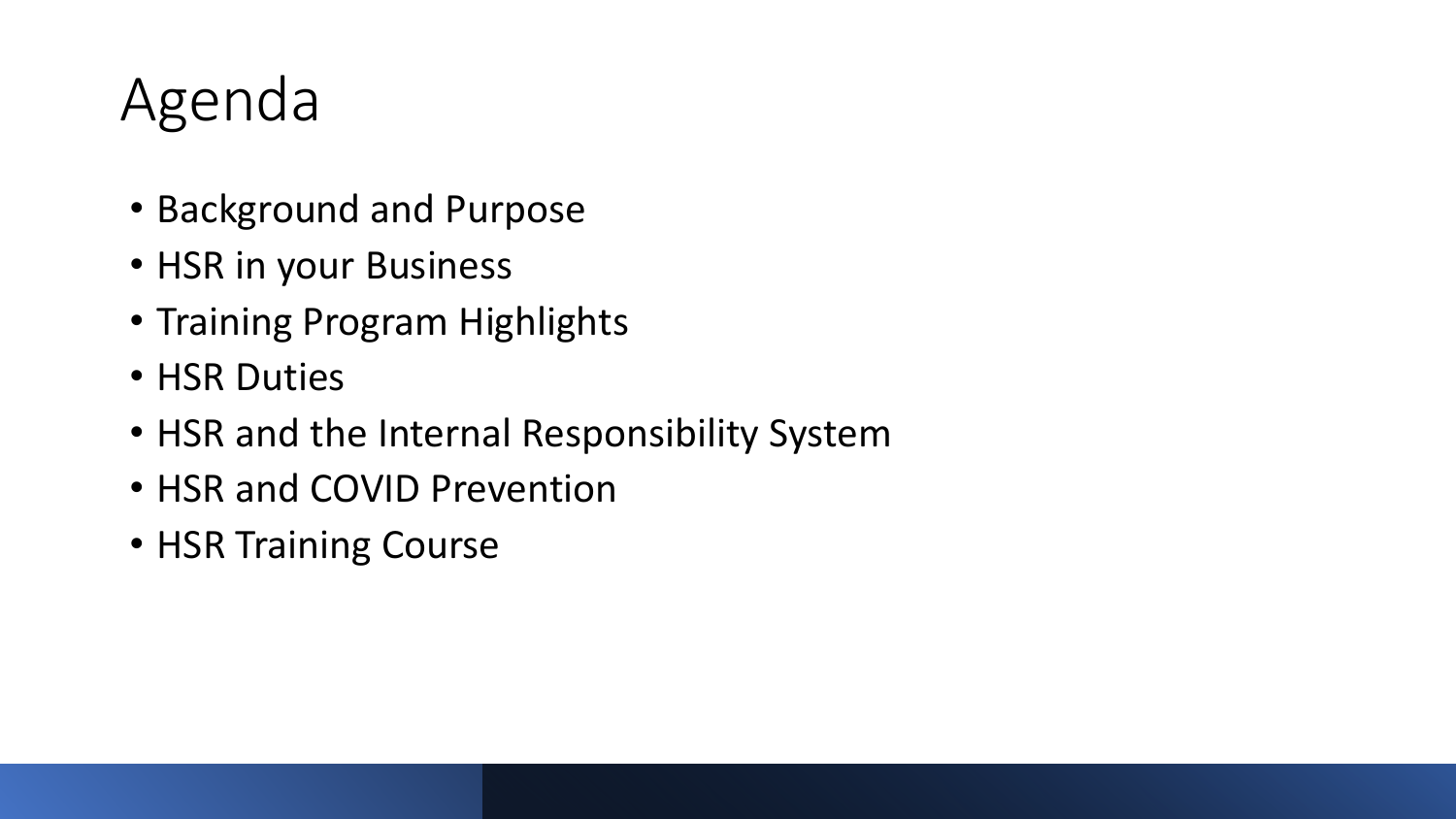# Agenda

- Background and Purpose
- HSR in your Business
- Training Program Highlights
- HSR Duties
- HSR and the Internal Responsibility System
- HSR and COVID Prevention
- HSR Training Course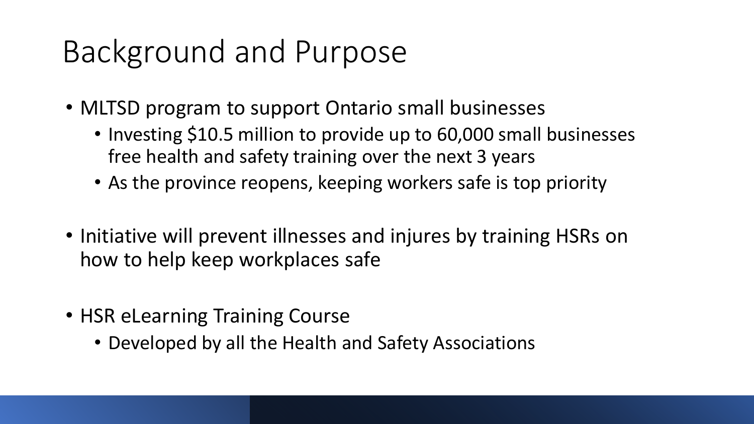# Background and Purpose

- MLTSD program to support Ontario small businesses
  - Investing $10.5 million to provide up to 60,000 small businesses free health and safety training over the next 3 years
  - As the province reopens, keeping workers safe is top priority
- Initiative will prevent illnesses and injures by training HSRs on how to help keep workplaces safe
- HSR eLearning Training Course
  - Developed by all the Health and Safety Associations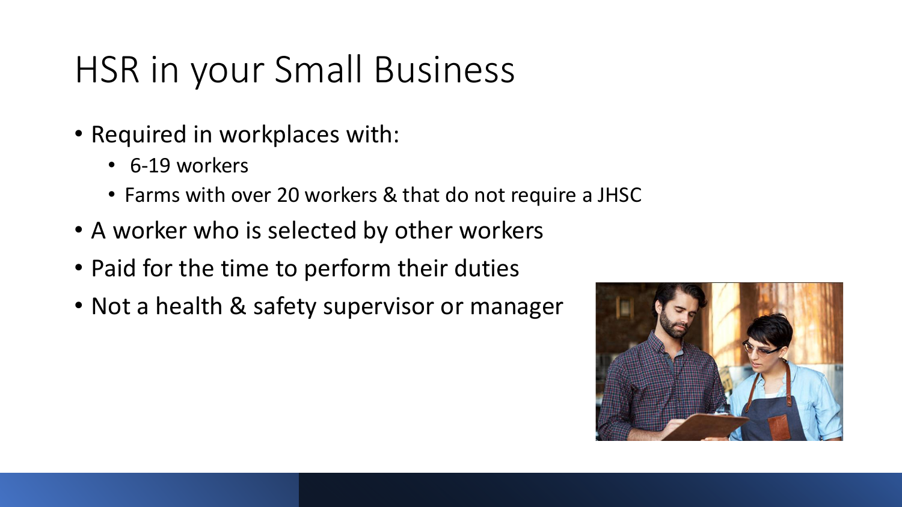# HSR in your Small Business

- Required in workplaces with:
  - 6-19 workers
  - Farms with over 20 workers & that do not require a JHSC
- A worker who is selected by other workers
- Paid for the time to perform their duties
- Not a health & safety supervisor or manager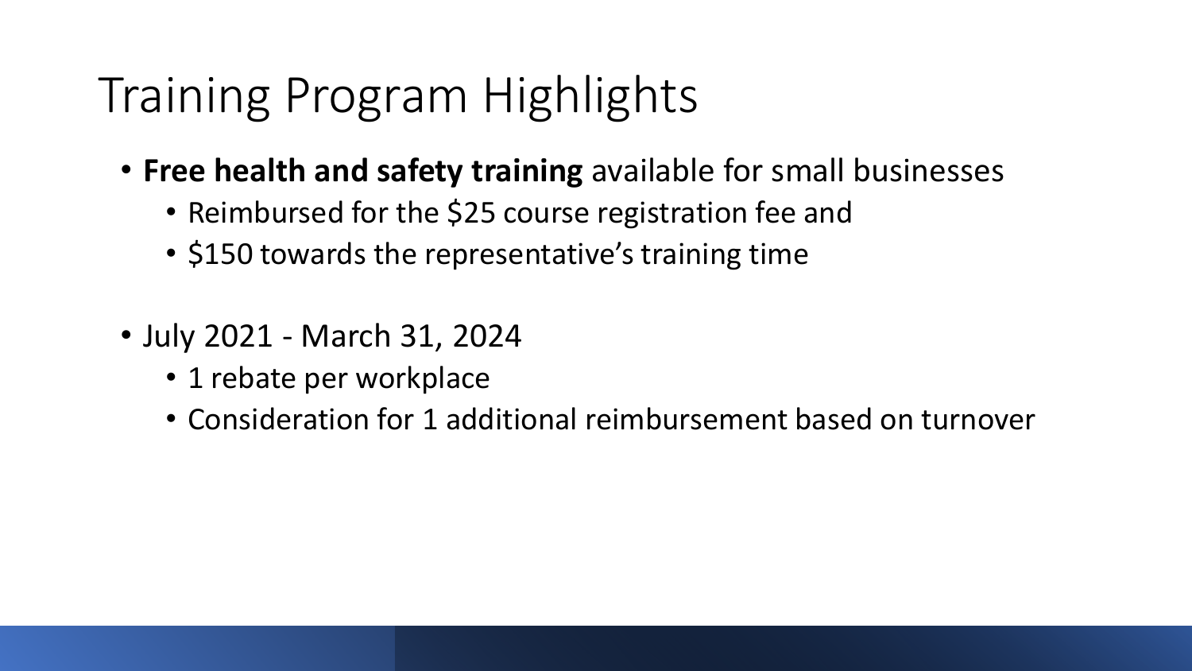# Training Program Highlights

- **Free health and safety training** available for small businesses
  - Reimbursed for the $25 course registration fee and
  - $150 towards the representative's training time

- July 2021 - March 31, 2024
  - 1 rebate per workplace
  - Consideration for 1 additional reimbursement based on turnover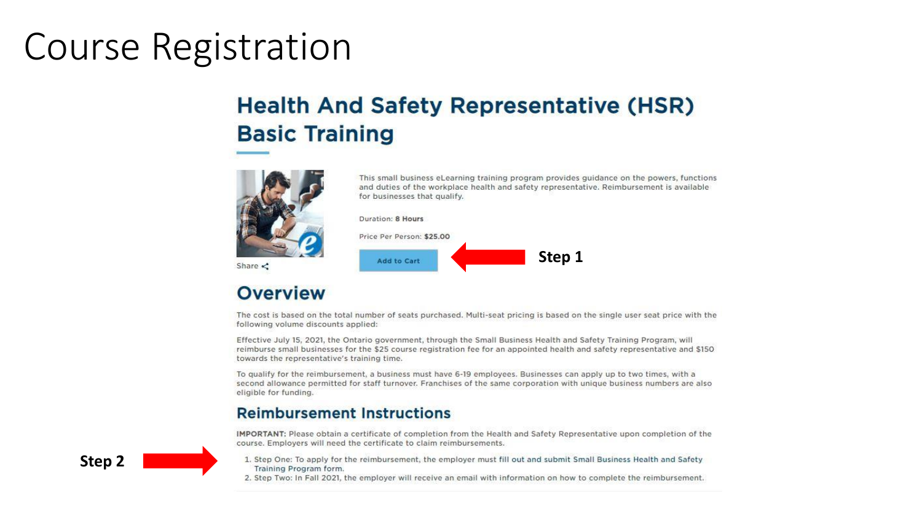# Course Registration

## Health And Safety Representative (HSR) Basic Training

This small business eLearning training program provides guidance on the powers, functions and duties of the workplace health and safety representative. Reimbursement is available for businesses that qualify.

Duration: **8 Hours**

Price Per Person: **$25.00**

Add to Cart

**Step 1**

Share

### Overview

The cost is based on the total number of seats purchased. Multi-seat pricing is based on the single user seat price with the following volume discounts applied:

Effective July 15, 2021, the Ontario government, through the Small Business Health and Safety Training Program, will reimburse small businesses for the $25 course registration fee for an appointed health and safety representative and $150 towards the representative's training time.

To qualify for the reimbursement, a business must have 6-19 employees. Businesses can apply up to two times, with a second allowance permitted for staff turnover. Franchises of the same corporation with unique business numbers are also eligible for funding.

### Reimbursement Instructions

**IMPORTANT:** Please obtain a certificate of completion from the Health and Safety Representative upon completion of the course. Employers will need the certificate to claim reimbursements.

**Step 2**

1. Step One: To apply for the reimbursement, the employer must fill out and submit Small Business Health and Safety Training Program form.
2. Step Two: In Fall 2021, the employer will receive an email with information on how to complete the reimbursement.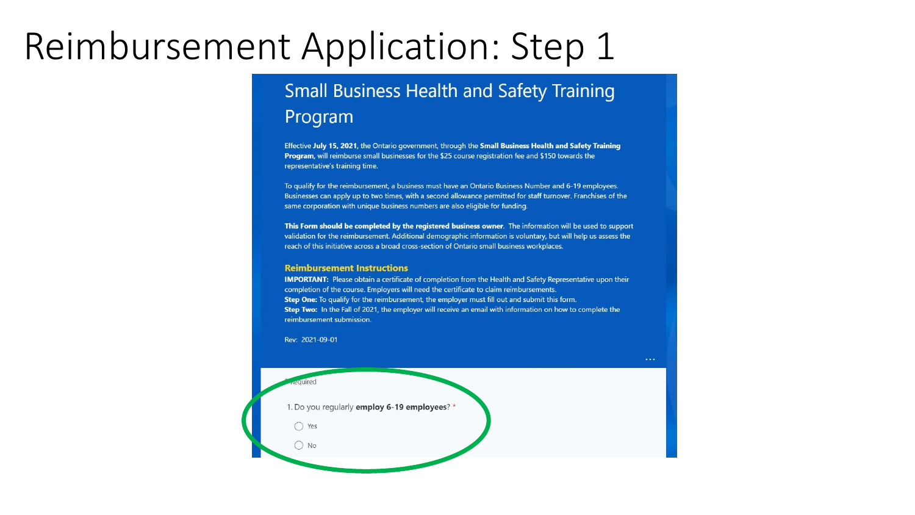# Reimbursement Application: Step 1

## Small Business Health and Safety Training Program

Effective **July 15, 2021**, the Ontario government, through the **Small Business Health and Safety Training Program**, will reimburse small businesses for the $25 course registration fee and $150 towards the representative's training time.

To qualify for the reimbursement, a business must have an Ontario Business Number and 6-19 employees. Businesses can apply up to two times, with a second allowance permitted for staff turnover. Franchises of the same corporation with unique business numbers are also eligible for funding.

**This Form should be completed by the registered business owner**. The information will be used to support validation for the reimbursement. Additional demographic information is voluntary, but will help us assess the reach of this initiative across a broad cross-section of Ontario small business workplaces.

### Reimbursement Instructions

**IMPORTANT:** Please obtain a certificate of completion from the Health and Safety Representative upon their completion of the course. Employers will need the certificate to claim reimbursements.

**Step One:** To qualify for the reimbursement, the employer must fill out and submit this form.

**Step Two:** In the Fall of 2021, the employer will receive an email with information on how to complete the reimbursement submission.

Rev: 2021-09-01

* Required

1. Do you regularly **employ 6-19 employees**? *

- Yes
- No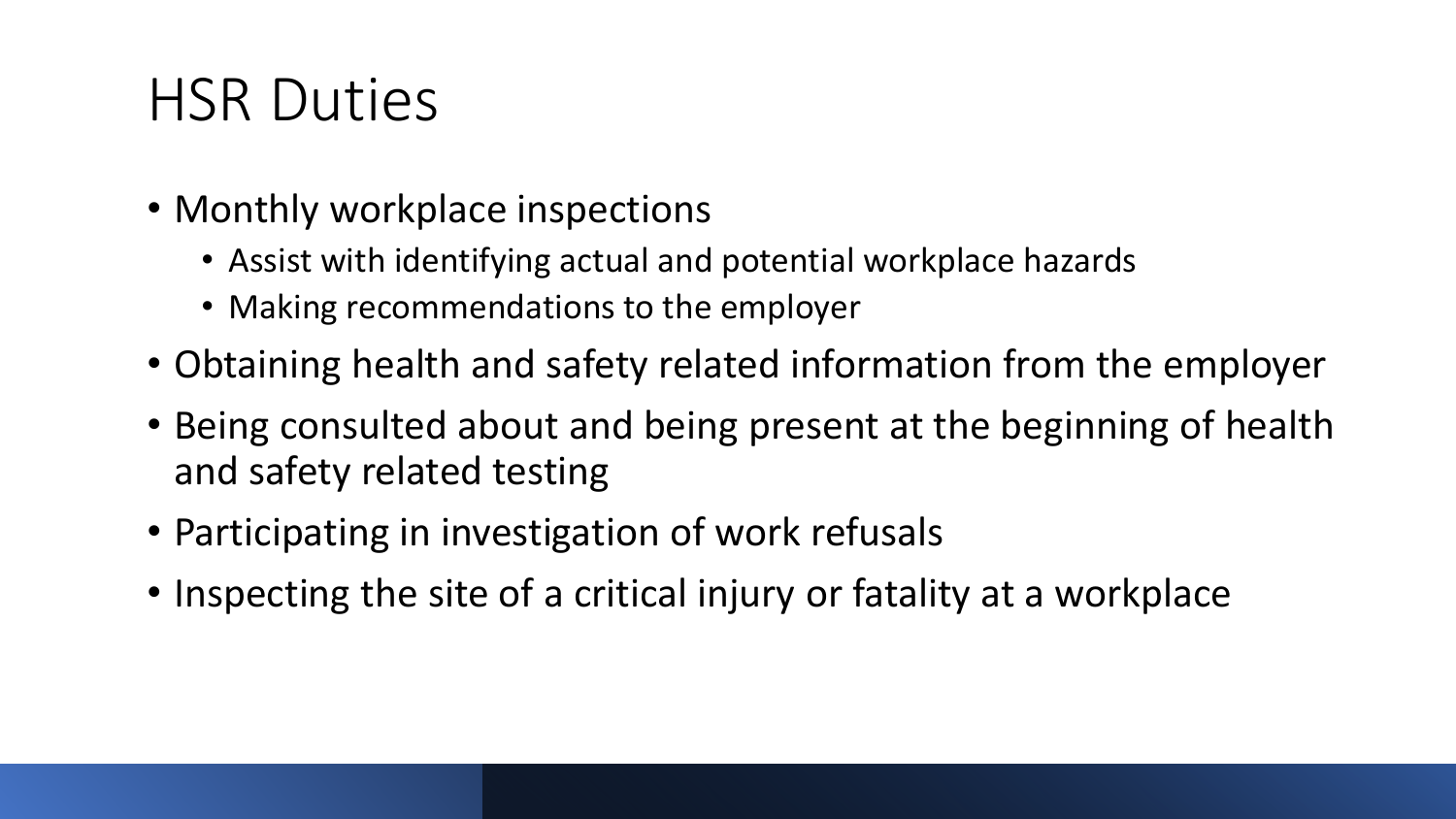# HSR Duties

- Monthly workplace inspections
  - Assist with identifying actual and potential workplace hazards
  - Making recommendations to the employer
- Obtaining health and safety related information from the employer
- Being consulted about and being present at the beginning of health and safety related testing
- Participating in investigation of work refusals
- Inspecting the site of a critical injury or fatality at a workplace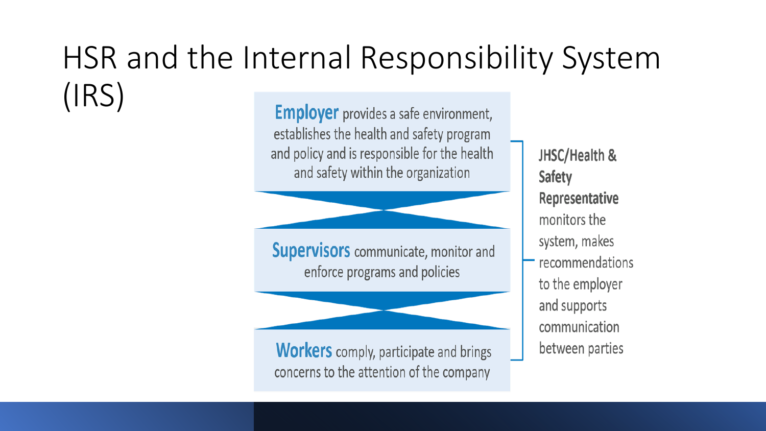# HSR and the Internal Responsibility System (IRS)

**Employer** provides a safe environment, establishes the health and safety program and policy and is responsible for the health and safety within the organization

**Supervisors** communicate, monitor and enforce programs and policies

**Workers** comply, participate and brings concerns to the attention of the company

**JHSC/Health & Safety Representative** monitors the system, makes recommendations to the employer and supports communication between parties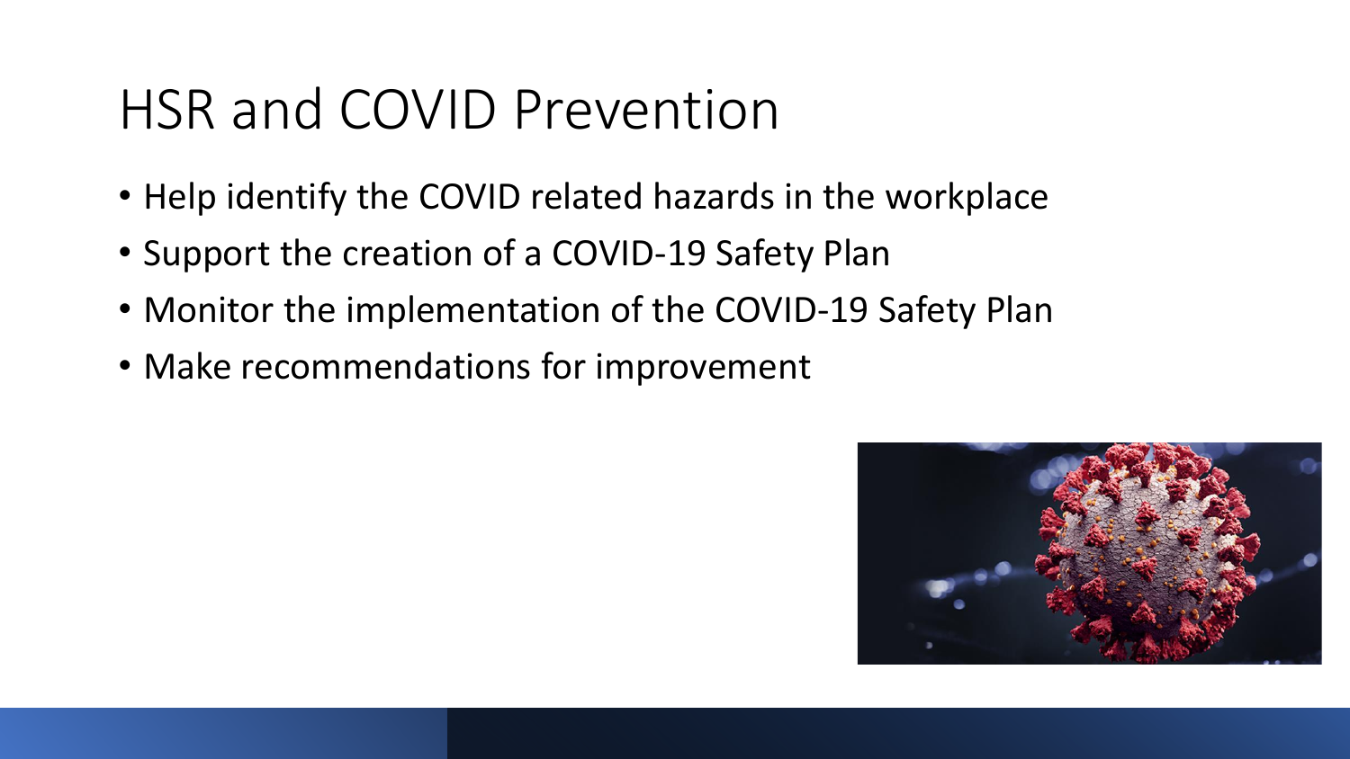# HSR and COVID Prevention

- Help identify the COVID related hazards in the workplace
- Support the creation of a COVID-19 Safety Plan
- Monitor the implementation of the COVID-19 Safety Plan
- Make recommendations for improvement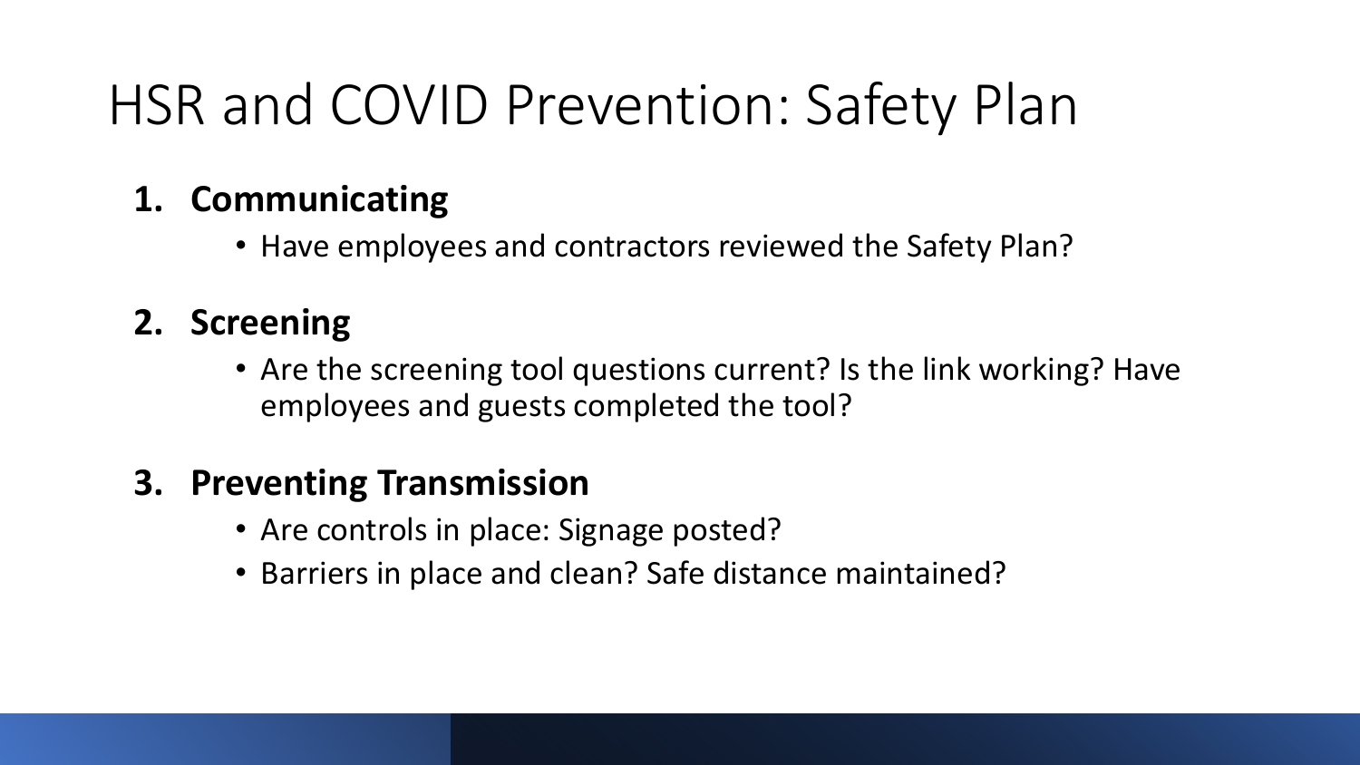# HSR and COVID Prevention: Safety Plan

1. **Communicating**
   - Have employees and contractors reviewed the Safety Plan?
2. **Screening**
   - Are the screening tool questions current? Is the link working? Have employees and guests completed the tool?
3. **Preventing Transmission**
   - Are controls in place: Signage posted?
   - Barriers in place and clean? Safe distance maintained?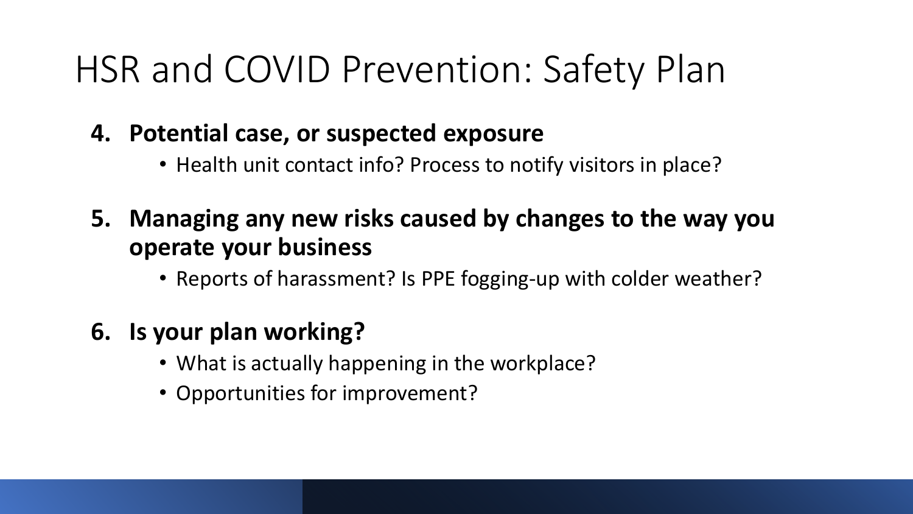# HSR and COVID Prevention: Safety Plan

4. **Potential case, or suspected exposure**
    - Health unit contact info? Process to notify visitors in place?
5. **Managing any new risks caused by changes to the way you operate your business**
    - Reports of harassment? Is PPE fogging-up with colder weather?
6. **Is your plan working?**
    - What is actually happening in the workplace?
    - Opportunities for improvement?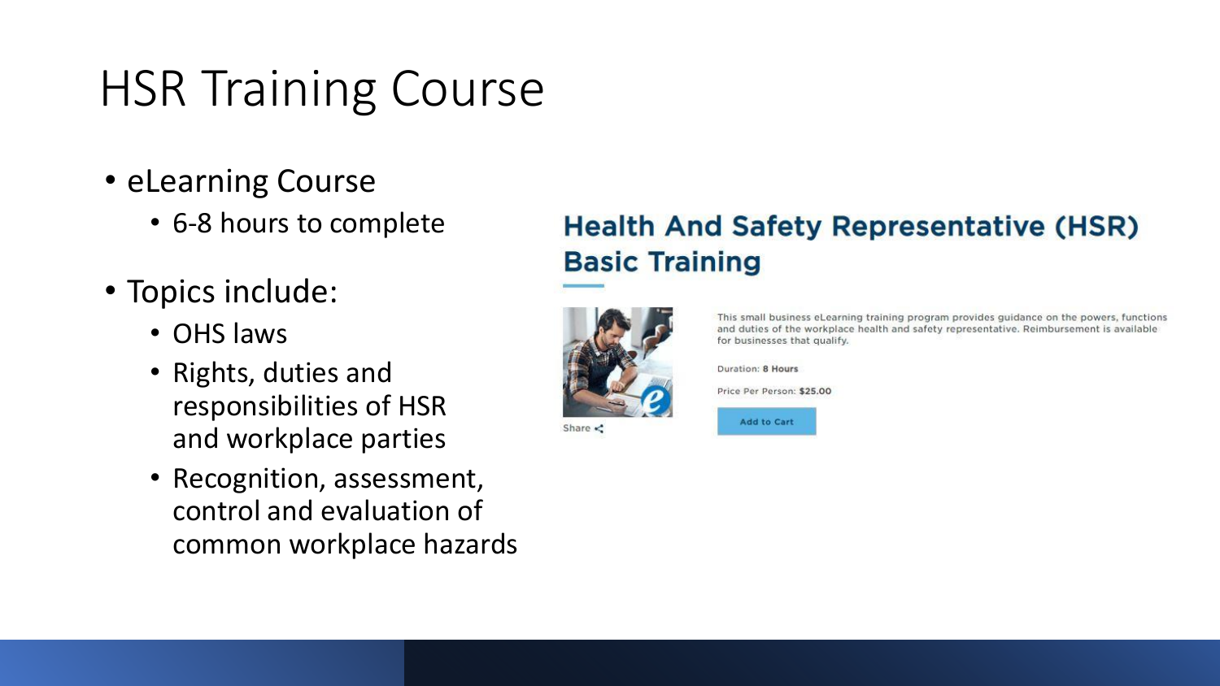# HSR Training Course

- eLearning Course
  - 6-8 hours to complete
- Topics include:
  - OHS laws
  - Rights, duties and responsibilities of HSR and workplace parties
  - Recognition, assessment, control and evaluation of common workplace hazards

## Health And Safety Representative (HSR) Basic Training

This small business eLearning training program provides guidance on the powers, functions and duties of the workplace health and safety representative. Reimbursement is available for businesses that qualify.

Duration: **8 Hours**

Price Per Person: **$25.00**

Add to Cart

Share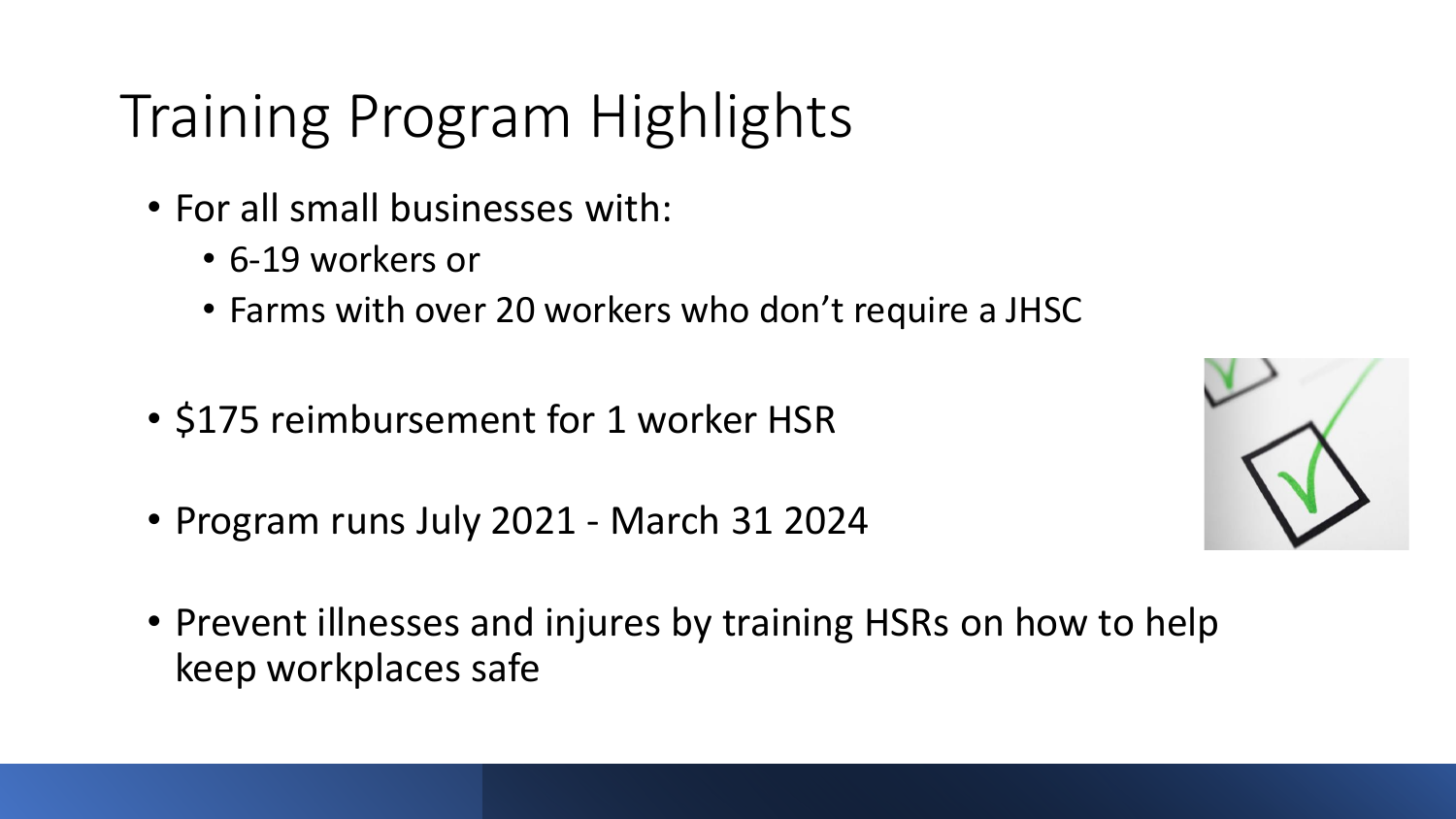# Training Program Highlights

- For all small businesses with:
  - 6-19 workers or
  - Farms with over 20 workers who don't require a JHSC
- $175 reimbursement for 1 worker HSR
- Program runs July 2021 - March 31 2024
- Prevent illnesses and injures by training HSRs on how to help keep workplaces safe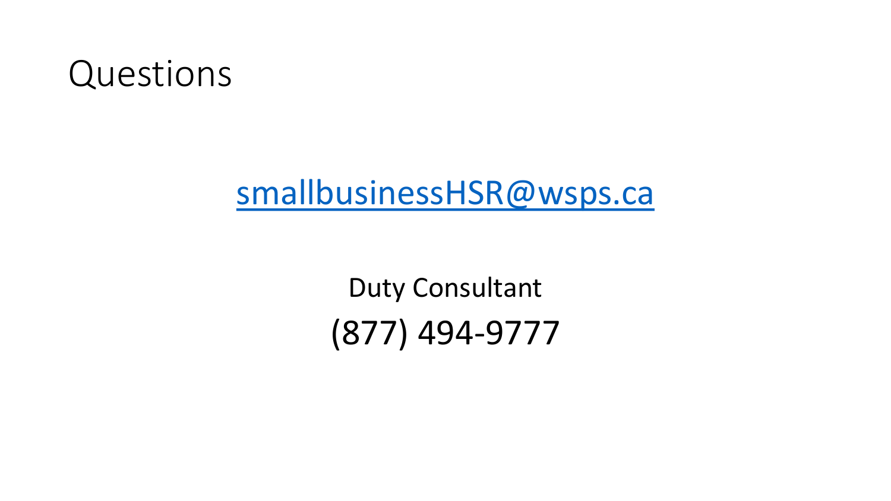# Questions

smallbusinessHSR@wsps.ca

Duty Consultant

(877) 494-9777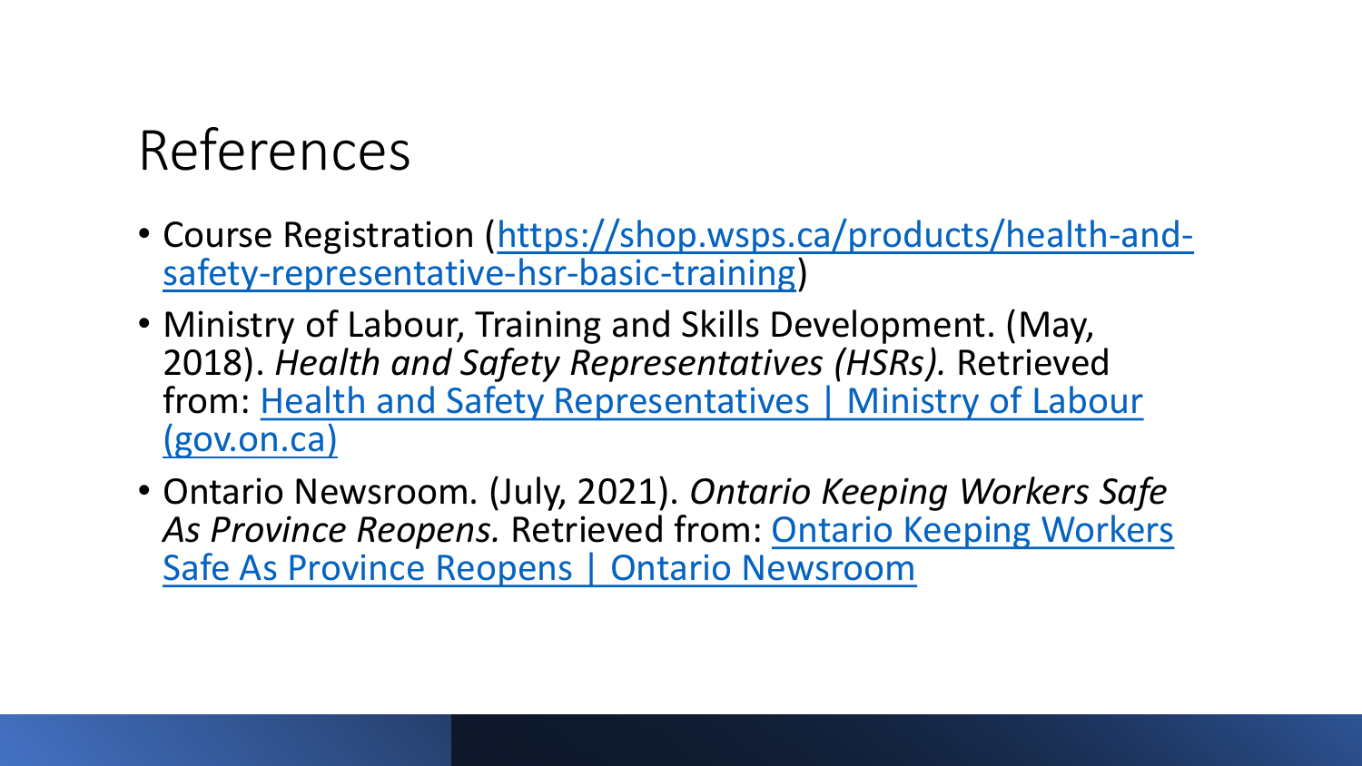# References

- Course Registration (https://shop.wsps.ca/products/health-and-safety-representative-hsr-basic-training)
- Ministry of Labour, Training and Skills Development. (May, 2018). *Health and Safety Representatives (HSRs).* Retrieved from: Health and Safety Representatives | Ministry of Labour (gov.on.ca)
- Ontario Newsroom. (July, 2021). *Ontario Keeping Workers Safe As Province Reopens.* Retrieved from: Ontario Keeping Workers Safe As Province Reopens | Ontario Newsroom